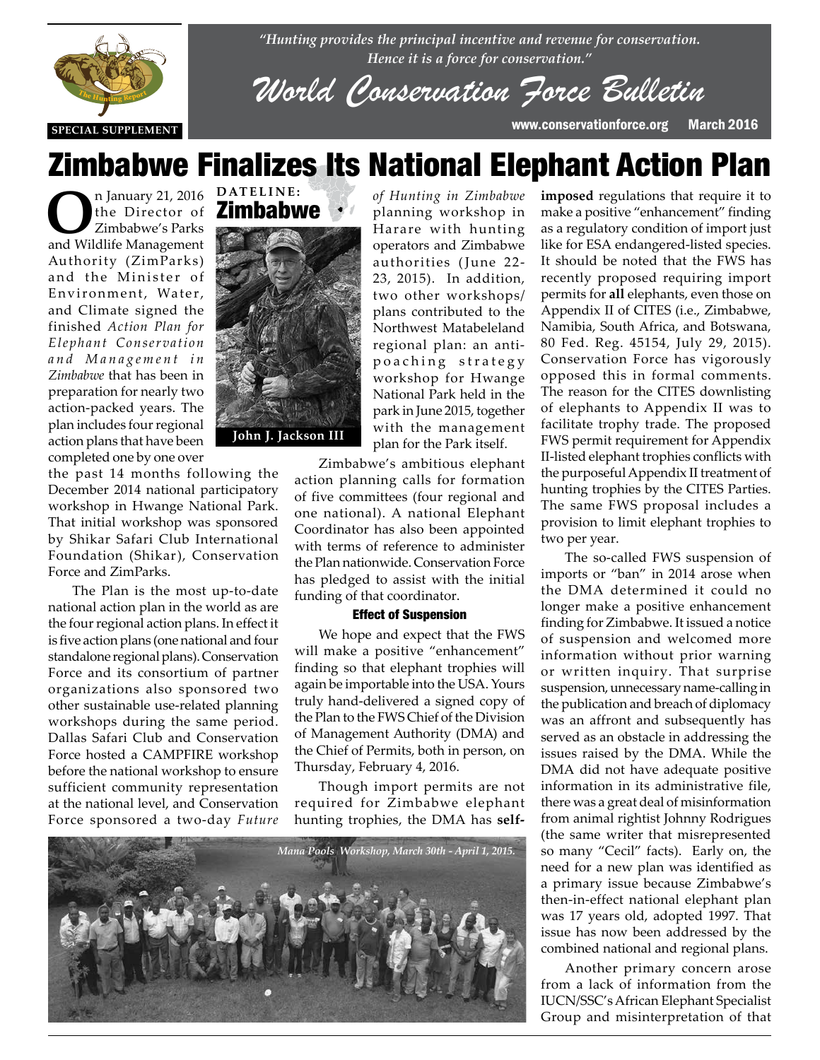*"Hunting provides the principal incentive and revenue for conservation. Hence it is a force for conservation."*

# World Conservation Force Bulletin

SPECIAL SUPPLEMENT

www.conservationforce.org March 2016

# Zimbabwe Finalizes Its National Elephant Action Plan

**DATELINE: Zimbabwe**

John J. Jackson III

On January 21, 2016 the Director of Zimbabwe's Parks and Wildlife Management Authority (ZimParks) and the Minister of Environment, Water, and Climate signed the finished *Action Plan for Elephant Conservation and Management in Zimbabwe* that has been in preparation for nearly two action-packed years. The plan includes four regional action plans that have been completed one by one over the past 14 months following the December 2014 national participatory workshop in Hwange National Park. That initial workshop was sponsored by Shikar Safari Club International Foundation (Shikar), Conservation Force and ZimParks.

The Plan is the most up-to-date national action plan in the world as are the four regional action plans. In effect it is five action plans (one national and four standalone regional plans). Conservation Force and its consortium of partner organizations also sponsored two other sustainable use-related planning workshops during the same period. Dallas Safari Club and Conservation Force hosted a CAMPFIRE workshop before the national workshop to ensure sufficient community representation at the national level, and Conservation Force sponsored a two-day *Future of Hunting in Zimbabwe* planning workshop in Harare with hunting operators and Zimbabwe authorities (June 22-23, 2015). In addition, two other workshops/plans contributed to the Northwest Matabeleland regional plan: an anti-poaching strategy workshop for Hwange National Park held in the park in June 2015, together with the management plan for the Park itself.

Zimbabwe's ambitious elephant action planning calls for formation of five committees (four regional and one national). A national Elephant Coordinator has also been appointed with terms of reference to administer the Plan nationwide. Conservation Force has pledged to assist with the initial funding of that coordinator.

#### Effect of Suspension

We hope and expect that the FWS will make a positive "enhancement" finding so that elephant trophies will again be importable into the USA. Yours truly hand-delivered a signed copy of the Plan to the FWS Chief of the Division of Management Authority (DMA) and the Chief of Permits, both in person, on Thursday, February 4, 2016.

Though import permits are not required for Zimbabwe elephant hunting trophies, the DMA has **self-imposed** regulations that require it to make a positive "enhancement" finding as a regulatory condition of import just like for ESA endangered-listed species. It should be noted that the FWS has recently proposed requiring import permits for **all** elephants, even those on Appendix II of CITES (i.e., Zimbabwe, Namibia, South Africa, and Botswana, 80 Fed. Reg. 45154, July 29, 2015). Conservation Force has vigorously opposed this in formal comments. The reason for the CITES downlisting of elephants to Appendix II was to facilitate trophy trade. The proposed FWS permit requirement for Appendix II-listed elephant trophies conflicts with the purposeful Appendix II treatment of hunting trophies by the CITES Parties. The same FWS proposal includes a provision to limit elephant trophies to two per year.

The so-called FWS suspension of imports or "ban" in 2014 arose when the DMA determined it could no longer make a positive enhancement finding for Zimbabwe. It issued a notice of suspension and welcomed more information without prior warning or written inquiry. That surprise suspension, unnecessary name-calling in the publication and breach of diplomacy was an affront and subsequently has served as an obstacle in addressing the issues raised by the DMA. While the DMA did not have adequate positive information in its administrative file, there was a great deal of misinformation from animal rightist Johnny Rodrigues (the same writer that misrepresented so many "Cecil" facts). Early on, the need for a new plan was identified as a primary issue because Zimbabwe's then-in-effect national elephant plan was 17 years old, adopted 1997. That issue has now been addressed by the combined national and regional plans.

Another primary concern arose from a lack of information from the IUCN/SSC's African Elephant Specialist Group and misinterpretation of that

*Mana Pools Workshop, March 30th - April 1, 2015.*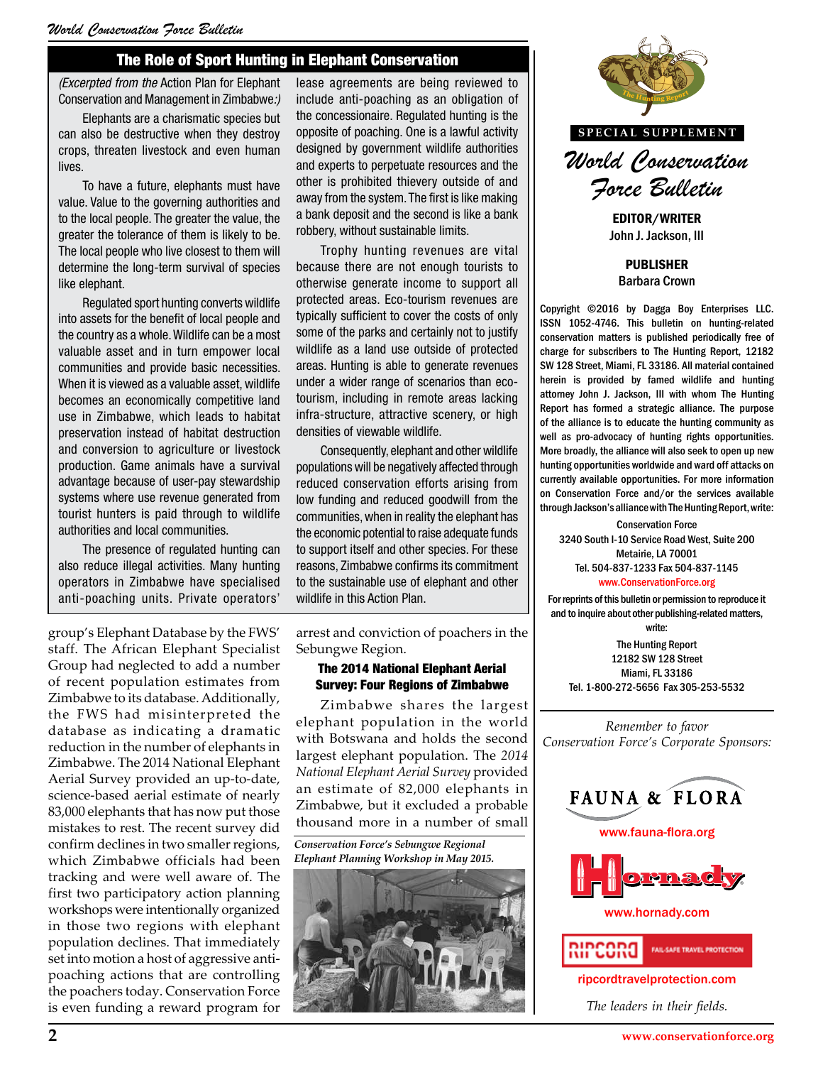## The Role of Sport Hunting in Elephant Conservation

*(Excerpted from the* Action Plan for Elephant Conservation and Management in Zimbabwe*:)*

Elephants are a charismatic species but can also be destructive when they destroy crops, threaten livestock and even human lives.

To have a future, elephants must have value. Value to the governing authorities and to the local people. The greater the value, the greater the tolerance of them is likely to be. The local people who live closest to them will determine the long-term survival of species like elephant.

Regulated sport hunting converts wildlife into assets for the benefit of local people and the country as a whole. Wildlife can be a most valuable asset and in turn empower local communities and provide basic necessities. When it is viewed as a valuable asset, wildlife becomes an economically competitive land use in Zimbabwe, which leads to habitat preservation instead of habitat destruction and conversion to agriculture or livestock production. Game animals have a survival advantage because of user-pay stewardship systems where use revenue generated from tourist hunters is paid through to wildlife authorities and local communities.

The presence of regulated hunting can also reduce illegal activities. Many hunting operators in Zimbabwe have specialised anti-poaching units. Private operators' lease agreements are being reviewed to include anti-poaching as an obligation of the concessionaire. Regulated hunting is the opposite of poaching. One is a lawful activity designed by government wildlife authorities and experts to perpetuate resources and the other is prohibited thievery outside of and away from the system. The first is like making a bank deposit and the second is like a bank robbery, without sustainable limits.

Trophy hunting revenues are vital because there are not enough tourists to otherwise generate income to support all protected areas. Eco-tourism revenues are typically sufficient to cover the costs of only some of the parks and certainly not to justify wildlife as a land use outside of protected areas. Hunting is able to generate revenues under a wider range of scenarios than eco-tourism, including in remote areas lacking infra-structure, attractive scenery, or high densities of viewable wildlife.

Consequently, elephant and other wildlife populations will be negatively affected through reduced conservation efforts arising from low funding and reduced goodwill from the communities, when in reality the elephant has the economic potential to raise adequate funds to support itself and other species. For these reasons, Zimbabwe confirms its commitment to the sustainable use of elephant and other wildlife in this Action Plan.

group's Elephant Database by the FWS' staff. The African Elephant Specialist Group had neglected to add a number of recent population estimates from Zimbabwe to its database. Additionally, the FWS had misinterpreted the database as indicating a dramatic reduction in the number of elephants in Zimbabwe. The 2014 National Elephant Aerial Survey provided an up-to-date, science-based aerial estimate of nearly 83,000 elephants that has now put those mistakes to rest. The recent survey did confirm declines in two smaller regions, which Zimbabwe officials had been tracking and were well aware of. The first two participatory action planning workshops were intentionally organized in those two regions with elephant population declines. That immediately set into motion a host of aggressive anti-poaching actions that are controlling the poachers today. Conservation Force is even funding a reward program for arrest and conviction of poachers in the Sebungwe Region.

### The 2014 National Elephant Aerial Survey: Four Regions of Zimbabwe

Zimbabwe shares the largest elephant population in the world with Botswana and holds the second largest elephant population. The *2014 National Elephant Aerial Survey* provided an estimate of 82,000 elephants in Zimbabwe, but it excluded a probable thousand more in a number of small

*Conservation Force's Sebungwe Regional Elephant Planning Workshop in May 2015.*

---

SPECIAL SUPPLEMENT

*World Conservation Force Bulletin*

**EDITOR/WRITER**
John J. Jackson, III

**PUBLISHER**
Barbara Crown

Copyright ©2016 by Dagga Boy Enterprises LLC. ISSN 1052-4746. This bulletin on hunting-related conservation matters is published periodically free of charge for subscribers to The Hunting Report, 12182 SW 128 Street, Miami, FL 33186. All material contained herein is provided by famed wildlife and hunting attorney John J. Jackson, III with whom The Hunting Report has formed a strategic alliance. The purpose of the alliance is to educate the hunting community as well as pro-advocacy of hunting rights opportunities. More broadly, the alliance will also seek to open up new hunting opportunities worldwide and ward off attacks on currently available opportunities. For more information on Conservation Force and/or the services available through Jackson's alliance with The Hunting Report, write:

Conservation Force
3240 South I-10 Service Road West, Suite 200
Metairie, LA 70001
Tel. 504-837-1233 Fax 504-837-1145
www.ConservationForce.org

For reprints of this bulletin or permission to reproduce it and to inquire about other publishing-related matters, write:

The Hunting Report
12182 SW 128 Street
Miami, FL 33186
Tel. 1-800-272-5656 Fax 305-253-5532

*Remember to favor Conservation Force's Corporate Sponsors:*

FAUNA & FLORA
www.fauna-flora.org

Hornady
www.hornady.com

RIPCORD FAIL-SAFE TRAVEL PROTECTION
ripcordtravelprotection.com

*The leaders in their fields.*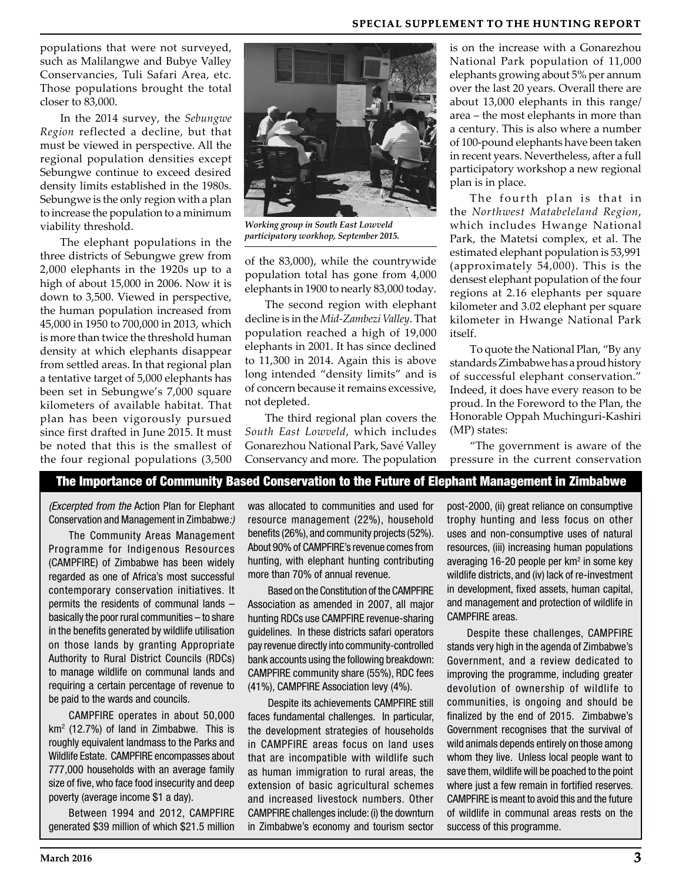populations that were not surveyed, such as Malilangwe and Bubye Valley Conservancies, Tuli Safari Area, etc. Those populations brought the total closer to 83,000.

In the 2014 survey, the *Sebungwe Region* reflected a decline, but that must be viewed in perspective. All the regional population densities except Sebungwe continue to exceed desired density limits established in the 1980s. Sebungwe is the only region with a plan to increase the population to a minimum viability threshold.

The elephant populations in the three districts of Sebungwe grew from 2,000 elephants in the 1920s up to a high of about 15,000 in 2006. Now it is down to 3,500. Viewed in perspective, the human population increased from 45,000 in 1950 to 700,000 in 2013, which is more than twice the threshold human density at which elephants disappear from settled areas. In that regional plan a tentative target of 5,000 elephants has been set in Sebungwe's 7,000 square kilometers of available habitat. That plan has been vigorously pursued since first drafted in June 2015. It must be noted that this is the smallest of the four regional populations (3,500 of the 83,000), while the countrywide population total has gone from 4,000 elephants in 1900 to nearly 83,000 today.

*Working group in South East Lowveld participatory workhop, September 2015.*

The second region with elephant decline is in the *Mid-Zambezi Valley*. That population reached a high of 19,000 elephants in 2001. It has since declined to 11,300 in 2014. Again this is above long intended "density limits" and is of concern because it remains excessive, not depleted.

The third regional plan covers the *South East Lowveld*, which includes Gonarezhou National Park, Savé Valley Conservancy and more. The population is on the increase with a Gonarezhou National Park population of 11,000 elephants growing about 5% per annum over the last 20 years. Overall there are about 13,000 elephants in this range/area – the most elephants in more than a century. This is also where a number of 100-pound elephants have been taken in recent years. Nevertheless, after a full participatory workshop a new regional plan is in place.

The fourth plan is that in the *Northwest Matabeleland Region*, which includes Hwange National Park, the Matetsi complex, et al. The estimated elephant population is 53,991 (approximately 54,000). This is the densest elephant population of the four regions at 2.16 elephants per square kilometer and 3.02 elephant per square kilometer in Hwange National Park itself.

To quote the National Plan, "By any standards Zimbabwe has a proud history of successful elephant conservation." Indeed, it does have every reason to be proud. In the Foreword to the Plan, the Honorable Oppah Muchinguri-Kashiri (MP) states:

"The government is aware of the pressure in the current conservation

## The Importance of Community Based Conservation to the Future of Elephant Management in Zimbabwe

*(Excerpted from the* Action Plan for Elephant Conservation and Management in Zimbabwe*:)*

The Community Areas Management Programme for Indigenous Resources (CAMPFIRE) of Zimbabwe has been widely regarded as one of Africa's most successful contemporary conservation initiatives. It permits the residents of communal lands – basically the poor rural communities – to share in the benefits generated by wildlife utilisation on those lands by granting Appropriate Authority to Rural District Councils (RDCs) to manage wildlife on communal lands and requiring a certain percentage of revenue to be paid to the wards and councils.

CAMPFIRE operates in about 50,000 km$^2$ (12.7%) of land in Zimbabwe. This is roughly equivalent landmass to the Parks and Wildlife Estate. CAMPFIRE encompasses about 777,000 households with an average family size of five, who face food insecurity and deep poverty (average income $1 a day).

Between 1994 and 2012, CAMPFIRE generated $39 million of which $21.5 million was allocated to communities and used for resource management (22%), household benefits (26%), and community projects (52%). About 90% of CAMPFIRE's revenue comes from hunting, with elephant hunting contributing more than 70% of annual revenue.

Based on the Constitution of the CAMPFIRE Association as amended in 2007, all major hunting RDCs use CAMPFIRE revenue-sharing guidelines. In these districts safari operators pay revenue directly into community-controlled bank accounts using the following breakdown: CAMPFIRE community share (55%), RDC fees (41%), CAMPFIRE Association levy (4%).

Despite its achievements CAMPFIRE still faces fundamental challenges. In particular, the development strategies of households in CAMPFIRE areas focus on land uses that are incompatible with wildlife such as human immigration to rural areas, the extension of basic agricultural schemes and increased livestock numbers. Other CAMPFIRE challenges include: (i) the downturn in Zimbabwe's economy and tourism sector post-2000, (ii) great reliance on consumptive trophy hunting and less focus on other uses and non-consumptive uses of natural resources, (iii) increasing human populations averaging 16-20 people per km$^2$ in some key wildlife districts, and (iv) lack of re-investment in development, fixed assets, human capital, and management and protection of wildlife in CAMPFIRE areas.

Despite these challenges, CAMPFIRE stands very high in the agenda of Zimbabwe's Government, and a review dedicated to improving the programme, including greater devolution of ownership of wildlife to communities, is ongoing and should be finalized by the end of 2015. Zimbabwe's Government recognises that the survival of wild animals depends entirely on those among whom they live. Unless local people want to save them, wildlife will be poached to the point where just a few remain in fortified reserves. CAMPFIRE is meant to avoid this and the future of wildlife in communal areas rests on the success of this programme.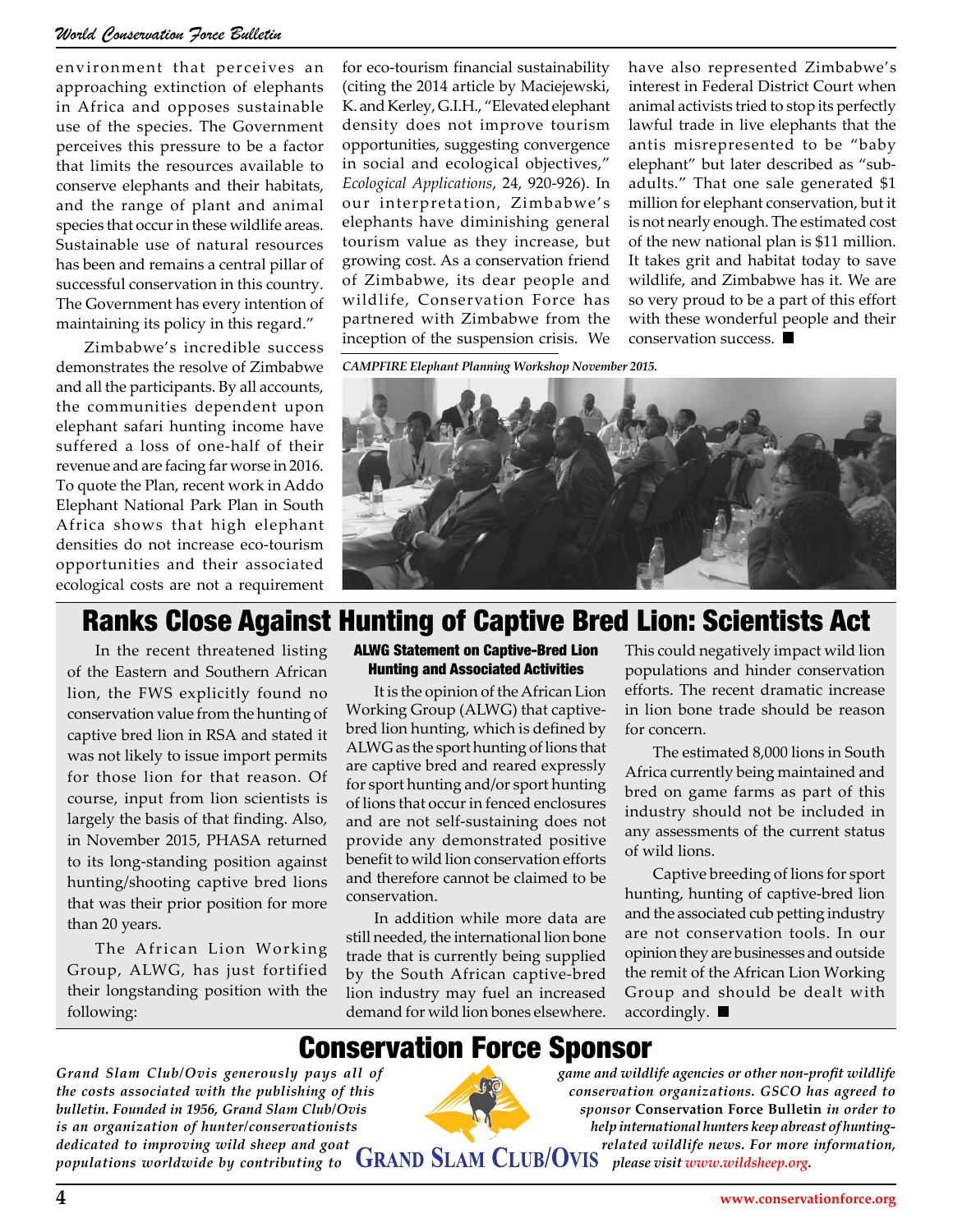environment that perceives an approaching extinction of elephants in Africa and opposes sustainable use of the species. The Government perceives this pressure to be a factor that limits the resources available to conserve elephants and their habitats, and the range of plant and animal species that occur in these wildlife areas. Sustainable use of natural resources has been and remains a central pillar of successful conservation in this country. The Government has every intention of maintaining its policy in this regard."

Zimbabwe's incredible success demonstrates the resolve of Zimbabwe and all the participants. By all accounts, the communities dependent upon elephant safari hunting income have suffered a loss of one-half of their revenue and are facing far worse in 2016. To quote the Plan, recent work in Addo Elephant National Park Plan in South Africa shows that high elephant densities do not increase eco-tourism opportunities and their associated ecological costs are not a requirement for eco-tourism financial sustainability (citing the 2014 article by Maciejewski, K. and Kerley, G.I.H., "Elevated elephant density does not improve tourism opportunities, suggesting convergence in social and ecological objectives," *Ecological Applications*, 24, 920-926). In our interpretation, Zimbabwe's elephants have diminishing general tourism value as they increase, but growing cost. As a conservation friend of Zimbabwe, its dear people and wildlife, Conservation Force has partnered with Zimbabwe from the inception of the suspension crisis. We have also represented Zimbabwe's interest in Federal District Court when animal activists tried to stop its perfectly lawful trade in live elephants that the antis misrepresented to be "baby elephant" but later described as "sub-adults." That one sale generated $1 million for elephant conservation, but it is not nearly enough. The estimated cost of the new national plan is $11 million. It takes grit and habitat today to save wildlife, and Zimbabwe has it. We are so very proud to be a part of this effort with these wonderful people and their conservation success. ■

*CAMPFIRE Elephant Planning Workshop November 2015.*

# Ranks Close Against Hunting of Captive Bred Lion: Scientists Act

In the recent threatened listing of the Eastern and Southern African lion, the FWS explicitly found no conservation value from the hunting of captive bred lion in RSA and stated it was not likely to issue import permits for those lion for that reason. Of course, input from lion scientists is largely the basis of that finding. Also, in November 2015, PHASA returned to its long-standing position against hunting/shooting captive bred lions that was their prior position for more than 20 years.

The African Lion Working Group, ALWG, has just fortified their longstanding position with the following:

### ALWG Statement on Captive-Bred Lion Hunting and Associated Activities

It is the opinion of the African Lion Working Group (ALWG) that captive-bred lion hunting, which is defined by ALWG as the sport hunting of lions that are captive bred and reared expressly for sport hunting and/or sport hunting of lions that occur in fenced enclosures and are not self-sustaining does not provide any demonstrated positive benefit to wild lion conservation efforts and therefore cannot be claimed to be conservation.

In addition while more data are still needed, the international lion bone trade that is currently being supplied by the South African captive-bred lion industry may fuel an increased demand for wild lion bones elsewhere. This could negatively impact wild lion populations and hinder conservation efforts. The recent dramatic increase in lion bone trade should be reason for concern.

The estimated 8,000 lions in South Africa currently being maintained and bred on game farms as part of this industry should not be included in any assessments of the current status of wild lions.

Captive breeding of lions for sport hunting, hunting of captive-bred lion and the associated cub petting industry are not conservation tools. In our opinion they are businesses and outside the remit of the African Lion Working Group and should be dealt with accordingly. ■

# Conservation Force Sponsor

*Grand Slam Club/Ovis generously pays all of the costs associated with the publishing of this bulletin. Founded in 1956, Grand Slam Club/Ovis is an organization of hunter/conservationists dedicated to improving wild sheep and goat populations worldwide by contributing to game and wildlife agencies or other non-profit wildlife conservation organizations. GSCO has agreed to sponsor* ***Conservation Force Bulletin*** *in order to help international hunters keep abreast of hunting-related wildlife news. For more information, please visit www.wildsheep.org.*

GRAND SLAM CLUB/OVIS